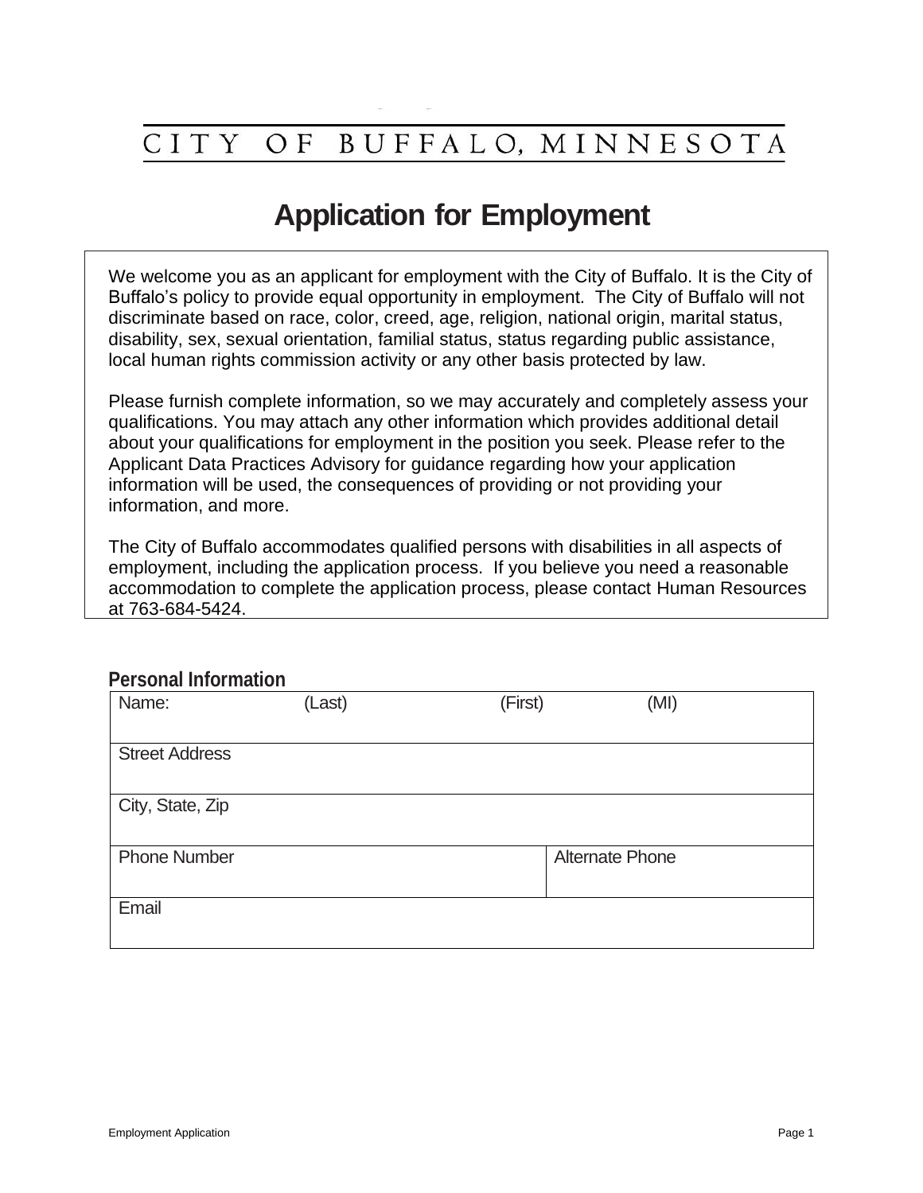CITY OF BUFFALO, MINNESOTA

# Application for Employment

We welcome you as an applicant for employment with the City of Buffalo. It is the City of Buffalo's policy to provide equal opportunity in employment. The City of Buffalo will not discriminate based on race, color, creed, age, religion, national origin, marital status, disability, sex, sexual orientation, familial status, status regarding public assistance, local human rights commission activity or any other basis protected by law.

Please furnish complete information, so we may accurately and completely assess your qualifications. You may attach any other information which provides additional detail about your qualifications for employment in the position you seek. Please refer to the Applicant Data Practices Advisory for guidance regarding how your application information will be used, the consequences of providing or not providing your information, and more.

The City of Buffalo accommodates qualified persons with disabilities in all aspects of employment, including the application process. If you believe you need a reasonable accommodation to complete the application process, please contact Human Resources at 763-684-5424.

## Personal Information

| Name: (Last) (First) (MI) | |
|---|---|
| Street Address | |
| City, State, Zip | |
| Phone Number | Alternate Phone |
| Email | |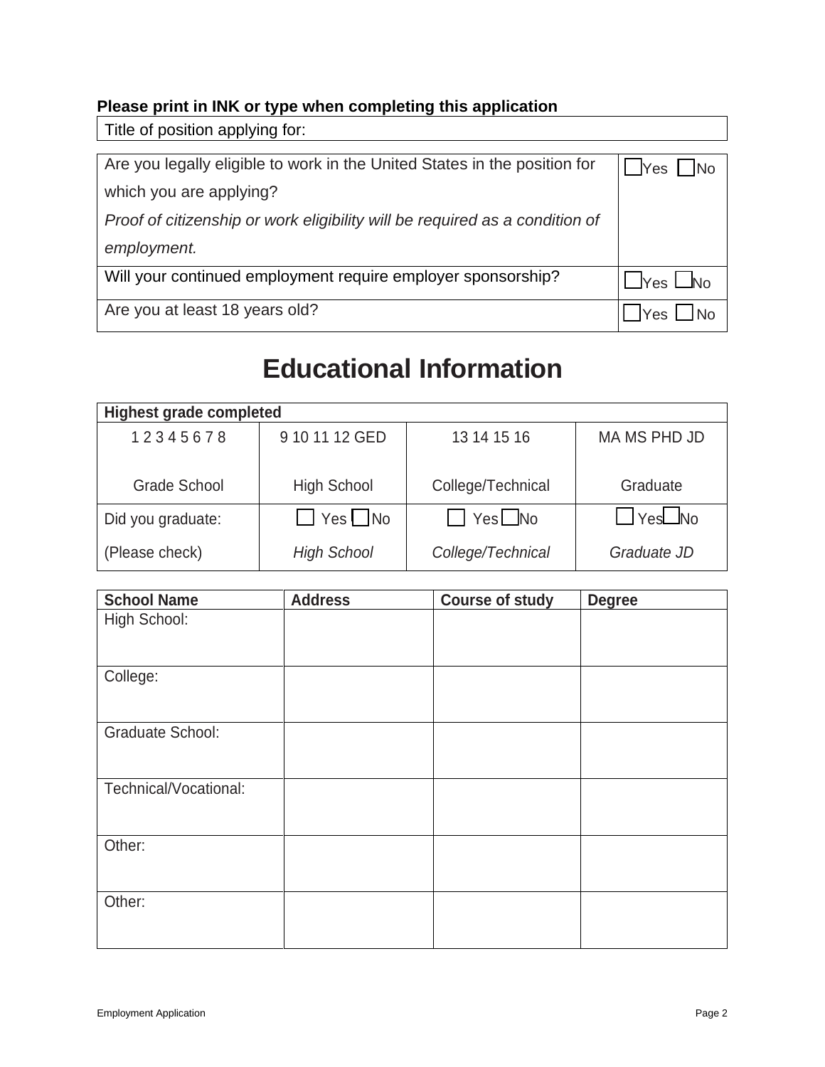**Please print in INK or type when completing this application**

| Title of position applying for: |
|---|

| | |
|---|---|
| Are you legally eligible to work in the United States in the position for which you are applying?<br>*Proof of citizenship or work eligibility will be required as a condition of employment.* | ☐Yes ☐No |
| Will your continued employment require employer sponsorship? | ☐Yes ☐No |
| Are you at least 18 years old? | ☐Yes ☐No |

# Educational Information

| **Highest grade completed** | | | |
|---|---|---|---|
| 1 2 3 4 5 6 7 8<br><br>Grade School | 9 10 11 12 GED<br><br>High School | 13 14 15 16<br><br>College/Technical | MA MS PHD JD<br><br>Graduate |
| Did you graduate:<br><br>(Please check) | ☐ Yes ☐No<br><br>*High School* | ☐ Yes ☐No<br><br>*College/Technical* | ☐ Yes ☐No<br><br>*Graduate JD* |

| **School Name** | **Address** | **Course of study** | **Degree** |
|---|---|---|---|
| High School: | | | |
| College: | | | |
| Graduate School: | | | |
| Technical/Vocational: | | | |
| Other: | | | |
| Other: | | | |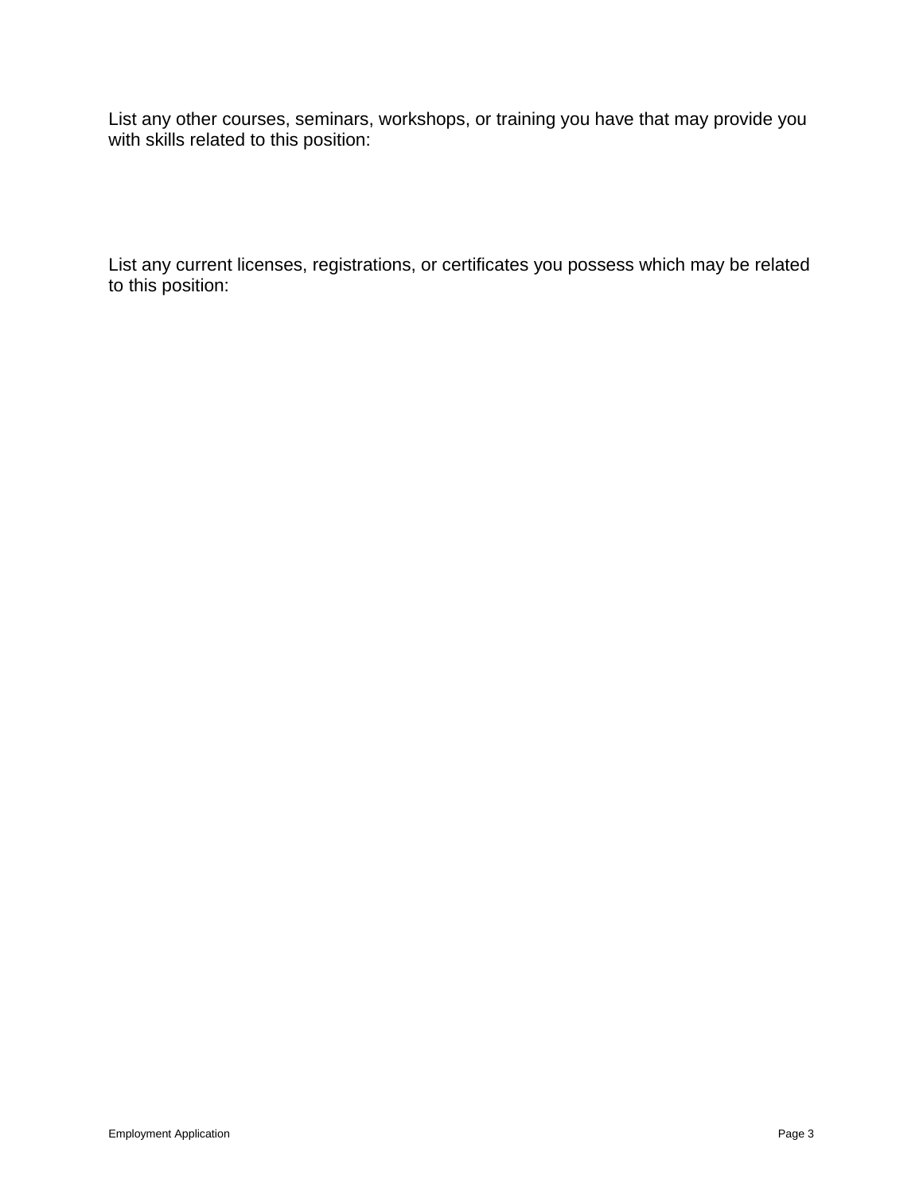List any other courses, seminars, workshops, or training you have that may provide you with skills related to this position:

List any current licenses, registrations, or certificates you possess which may be related to this position: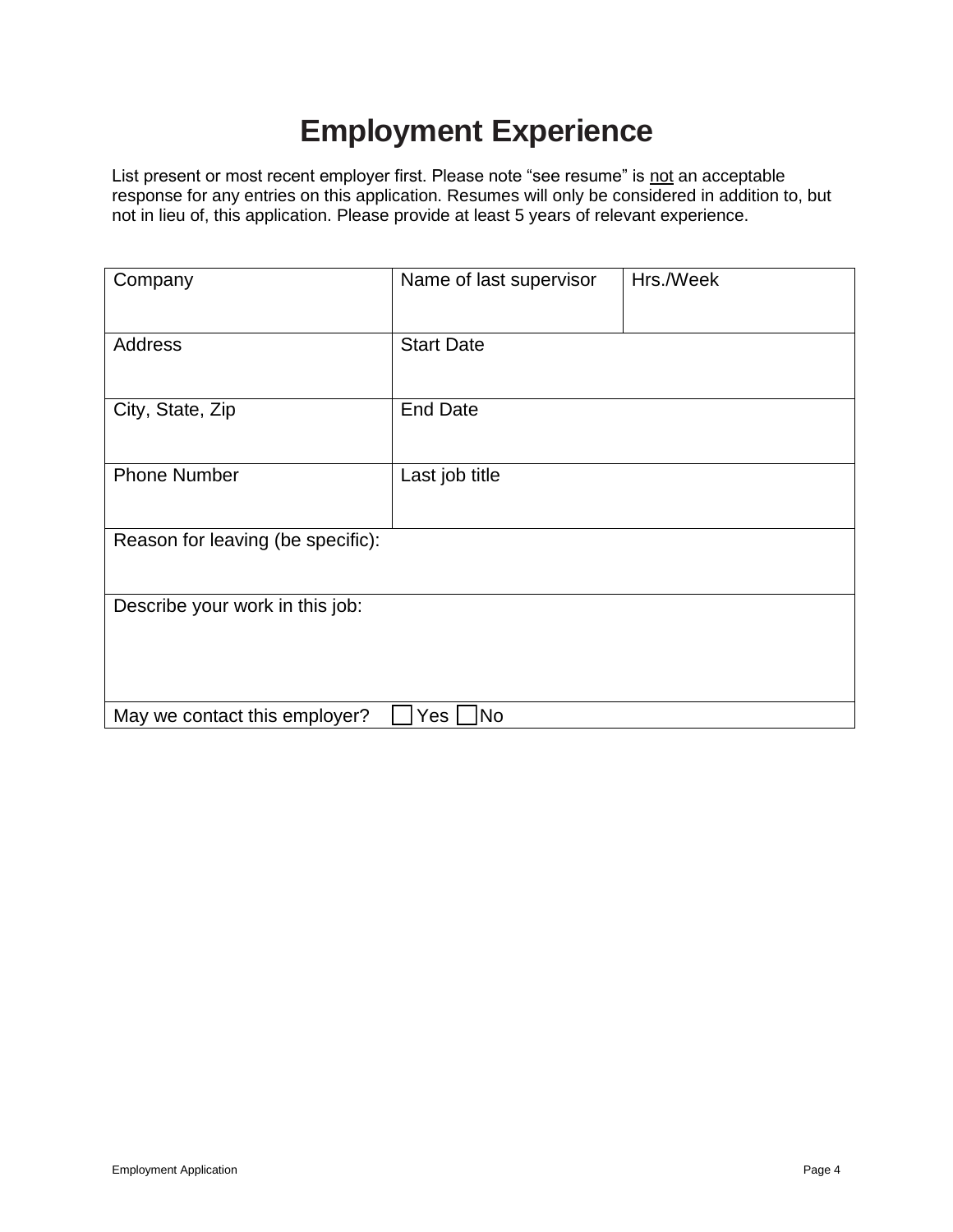# Employment Experience

List present or most recent employer first. Please note "see resume" is <u>not</u> an acceptable response for any entries on this application. Resumes will only be considered in addition to, but not in lieu of, this application. Please provide at least 5 years of relevant experience.

| Company | Name of last supervisor | Hrs./Week |
|---|---|---|
| Address | Start Date | |
| City, State, Zip | End Date | |
| Phone Number | Last job title | |
| Reason for leaving (be specific): | | |
| Describe your work in this job: | | |
| May we contact this employer? ☐ Yes ☐ No | | |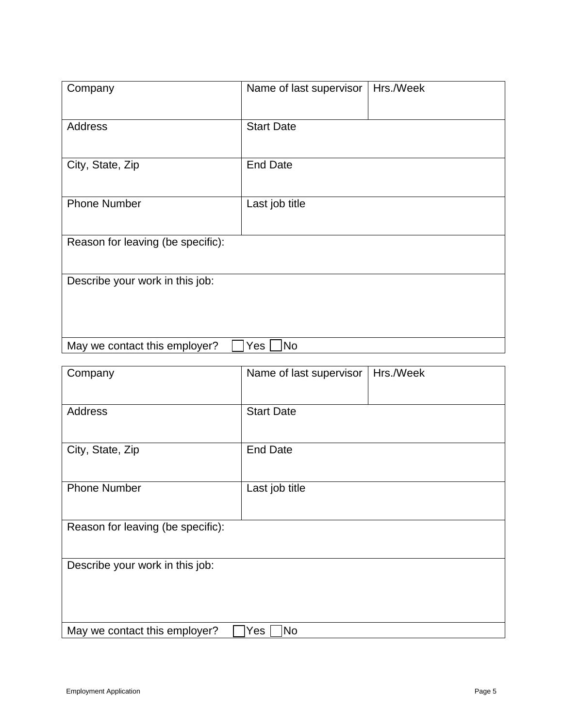| Company | Name of last supervisor | Hrs./Week |
|---|---|---|
| Address | Start Date | |
| City, State, Zip | End Date | |
| Phone Number | Last job title | |
| Reason for leaving (be specific): | | |
| Describe your work in this job: | | |
| May we contact this employer? ☐ Yes ☐ No | | |

| Company | Name of last supervisor | Hrs./Week |
|---|---|---|
| Address | Start Date | |
| City, State, Zip | End Date | |
| Phone Number | Last job title | |
| Reason for leaving (be specific): | | |
| Describe your work in this job: | | |
| May we contact this employer? ☐ Yes ☐ No | | |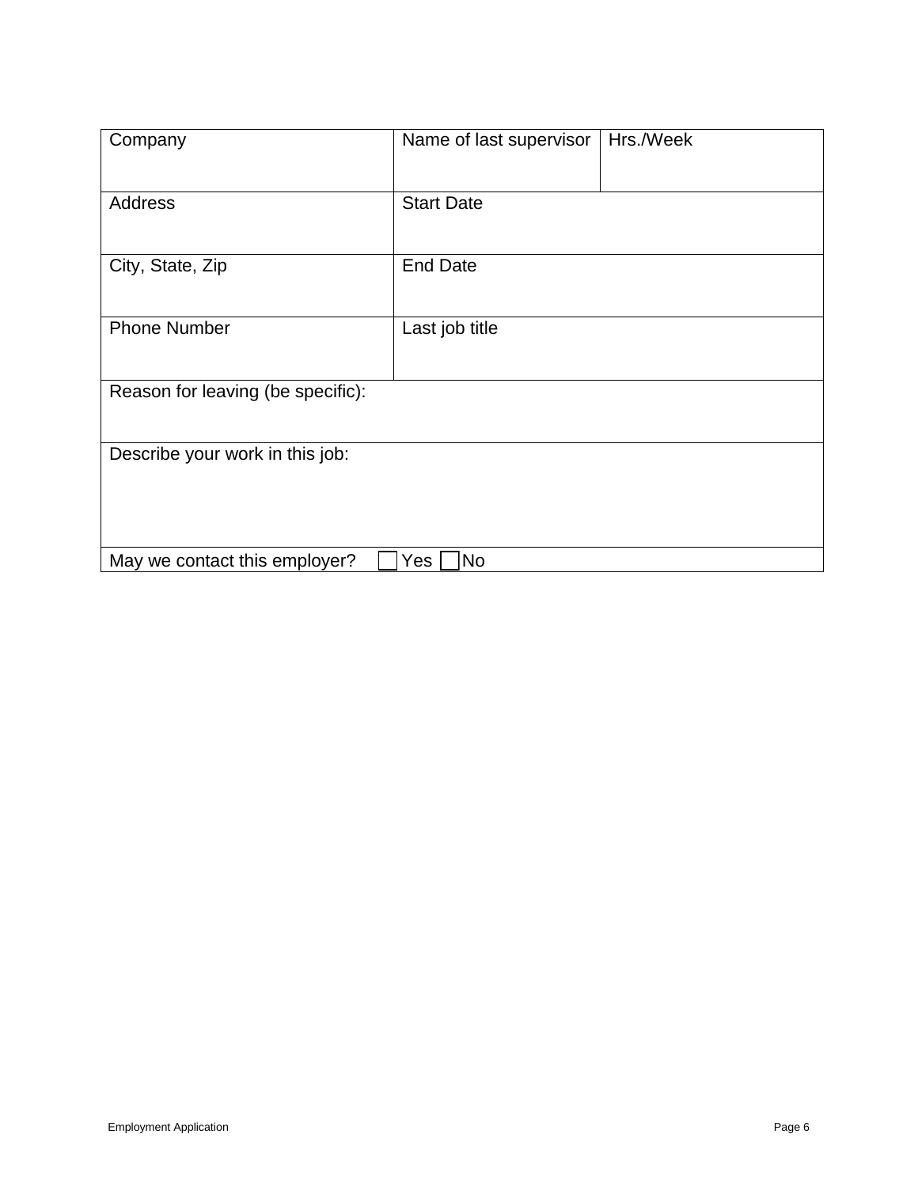| Company | Name of last supervisor | Hrs./Week |
|---|---|---|
| Address | Start Date | |
| City, State, Zip | End Date | |
| Phone Number | Last job title | |
| Reason for leaving (be specific): | | |
| Describe your work in this job: | | |
| May we contact this employer? ☐ Yes ☐ No | | |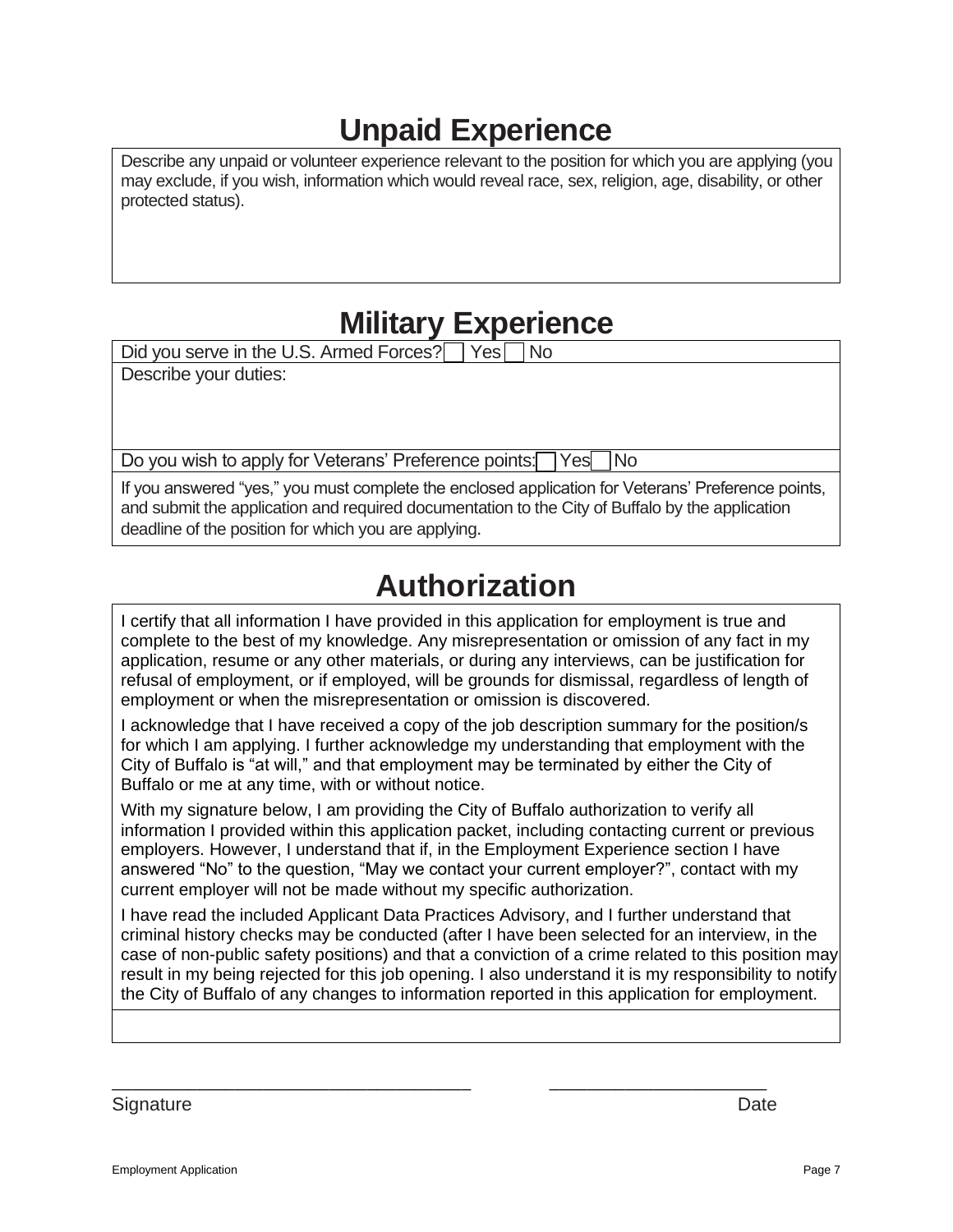# Unpaid Experience

Describe any unpaid or volunteer experience relevant to the position for which you are applying (you may exclude, if you wish, information which would reveal race, sex, religion, age, disability, or other protected status).

# Military Experience

Did you serve in the U.S. Armed Forces? ☐ Yes ☐ No

Describe your duties:

Do you wish to apply for Veterans' Preference points: ☐ Yes ☐ No

If you answered "yes," you must complete the enclosed application for Veterans' Preference points, and submit the application and required documentation to the City of Buffalo by the application deadline of the position for which you are applying.

# Authorization

I certify that all information I have provided in this application for employment is true and complete to the best of my knowledge. Any misrepresentation or omission of any fact in my application, resume or any other materials, or during any interviews, can be justification for refusal of employment, or if employed, will be grounds for dismissal, regardless of length of employment or when the misrepresentation or omission is discovered.

I acknowledge that I have received a copy of the job description summary for the position/s for which I am applying. I further acknowledge my understanding that employment with the City of Buffalo is "at will," and that employment may be terminated by either the City of Buffalo or me at any time, with or without notice.

With my signature below, I am providing the City of Buffalo authorization to verify all information I provided within this application packet, including contacting current or previous employers. However, I understand that if, in the Employment Experience section I have answered "No" to the question, "May we contact your current employer?", contact with my current employer will not be made without my specific authorization.

I have read the included Applicant Data Practices Advisory, and I further understand that criminal history checks may be conducted (after I have been selected for an interview, in the case of non-public safety positions) and that a conviction of a crime related to this position may result in my being rejected for this job opening. I also understand it is my responsibility to notify the City of Buffalo of any changes to information reported in this application for employment.

___________________________________ ______________________

Signature Date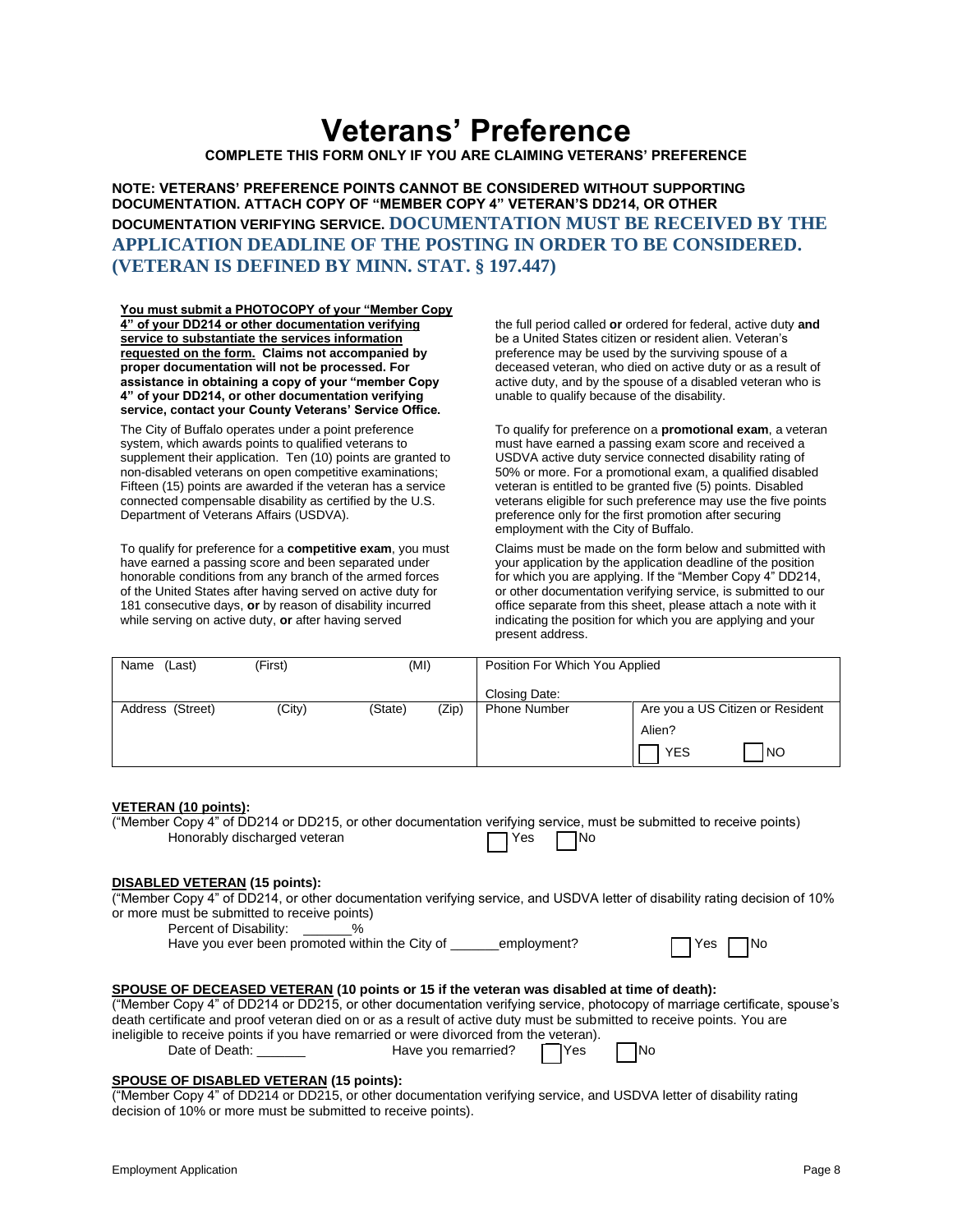# Veterans' Preference

**COMPLETE THIS FORM ONLY IF YOU ARE CLAIMING VETERANS' PREFERENCE**

**NOTE: VETERANS' PREFERENCE POINTS CANNOT BE CONSIDERED WITHOUT SUPPORTING DOCUMENTATION. ATTACH COPY OF "MEMBER COPY 4" VETERAN'S DD214, OR OTHER DOCUMENTATION VERIFYING SERVICE. DOCUMENTATION MUST BE RECEIVED BY THE APPLICATION DEADLINE OF THE POSTING IN ORDER TO BE CONSIDERED. (VETERAN IS DEFINED BY MINN. STAT. § 197.447)**

**You must submit a PHOTOCOPY of your "Member Copy 4" of your DD214 or other documentation verifying service to substantiate the services information requested on the form. Claims not accompanied by proper documentation will not be processed. For assistance in obtaining a copy of your "member Copy 4" of your DD214, or other documentation verifying service, contact your County Veterans' Service Office.**

The City of Buffalo operates under a point preference system, which awards points to qualified veterans to supplement their application. Ten (10) points are granted to non-disabled veterans on open competitive examinations; Fifteen (15) points are awarded if the veteran has a service connected compensable disability as certified by the U.S. Department of Veterans Affairs (USDVA).

To qualify for preference for a **competitive exam**, you must have earned a passing score and been separated under honorable conditions from any branch of the armed forces of the United States after having served on active duty for 181 consecutive days, **or** by reason of disability incurred while serving on active duty, **or** after having served the full period called **or** ordered for federal, active duty **and** be a United States citizen or resident alien. Veteran's preference may be used by the surviving spouse of a deceased veteran, who died on active duty or as a result of active duty, and by the spouse of a disabled veteran who is unable to qualify because of the disability.

To qualify for preference on a **promotional exam**, a veteran must have earned a passing exam score and received a USDVA active duty service connected disability rating of 50% or more. For a promotional exam, a qualified disabled veteran is entitled to be granted five (5) points. Disabled veterans eligible for such preference may use the five points preference only for the first promotion after securing employment with the City of Buffalo.

Claims must be made on the form below and submitted with your application by the application deadline of the position for which you are applying. If the "Member Copy 4" DD214, or other documentation verifying service, is submitted to our office separate from this sheet, please attach a note with it indicating the position for which you are applying and your present address.

| Name (Last) (First) (MI) | Position For Which You Applied<br>Closing Date: | |
|---|---|---|
| Address (Street) (City) (State) (Zip) | Phone Number | Are you a US Citizen or Resident Alien?<br>☐ YES ☐ NO |

**VETERAN (10 points):**

("Member Copy 4" of DD214 or DD215, or other documentation verifying service, must be submitted to receive points)

Honorably discharged veteran ☐ Yes ☐ No

**DISABLED VETERAN (15 points):**

("Member Copy 4" of DD214, or other documentation verifying service, and USDVA letter of disability rating decision of 10% or more must be submitted to receive points)

Percent of Disability: _______%

Have you ever been promoted within the City of _______employment? ☐ Yes ☐ No

**SPOUSE OF DECEASED VETERAN (10 points or 15 if the veteran was disabled at time of death):**

("Member Copy 4" of DD214 or DD215, or other documentation verifying service, photocopy of marriage certificate, spouse's death certificate and proof veteran died on or as a result of active duty must be submitted to receive points. You are ineligible to receive points if you have remarried or were divorced from the veteran).

Date of Death: _______ Have you remarried? ☐ Yes ☐ No

**SPOUSE OF DISABLED VETERAN (15 points):**

("Member Copy 4" of DD214 or DD215, or other documentation verifying service, and USDVA letter of disability rating decision of 10% or more must be submitted to receive points).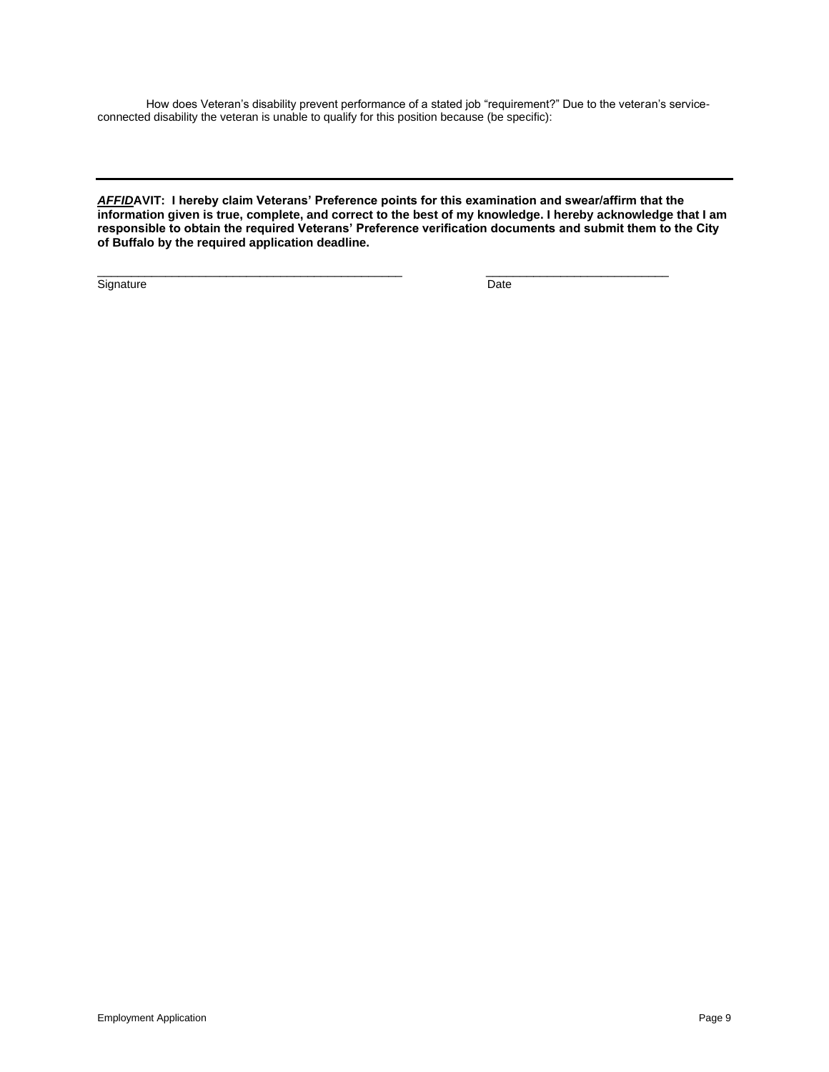How does Veteran's disability prevent performance of a stated job "requirement?" Due to the veteran's service-connected disability the veteran is unable to qualify for this position because (be specific):

---

***AFFID*AVIT: I hereby claim Veterans' Preference points for this examination and swear/affirm that the information given is true, complete, and correct to the best of my knowledge. I hereby acknowledge that I am responsible to obtain the required Veterans' Preference verification documents and submit them to the City of Buffalo by the required application deadline.**

_________________________________________________ _____________________________

Signature Date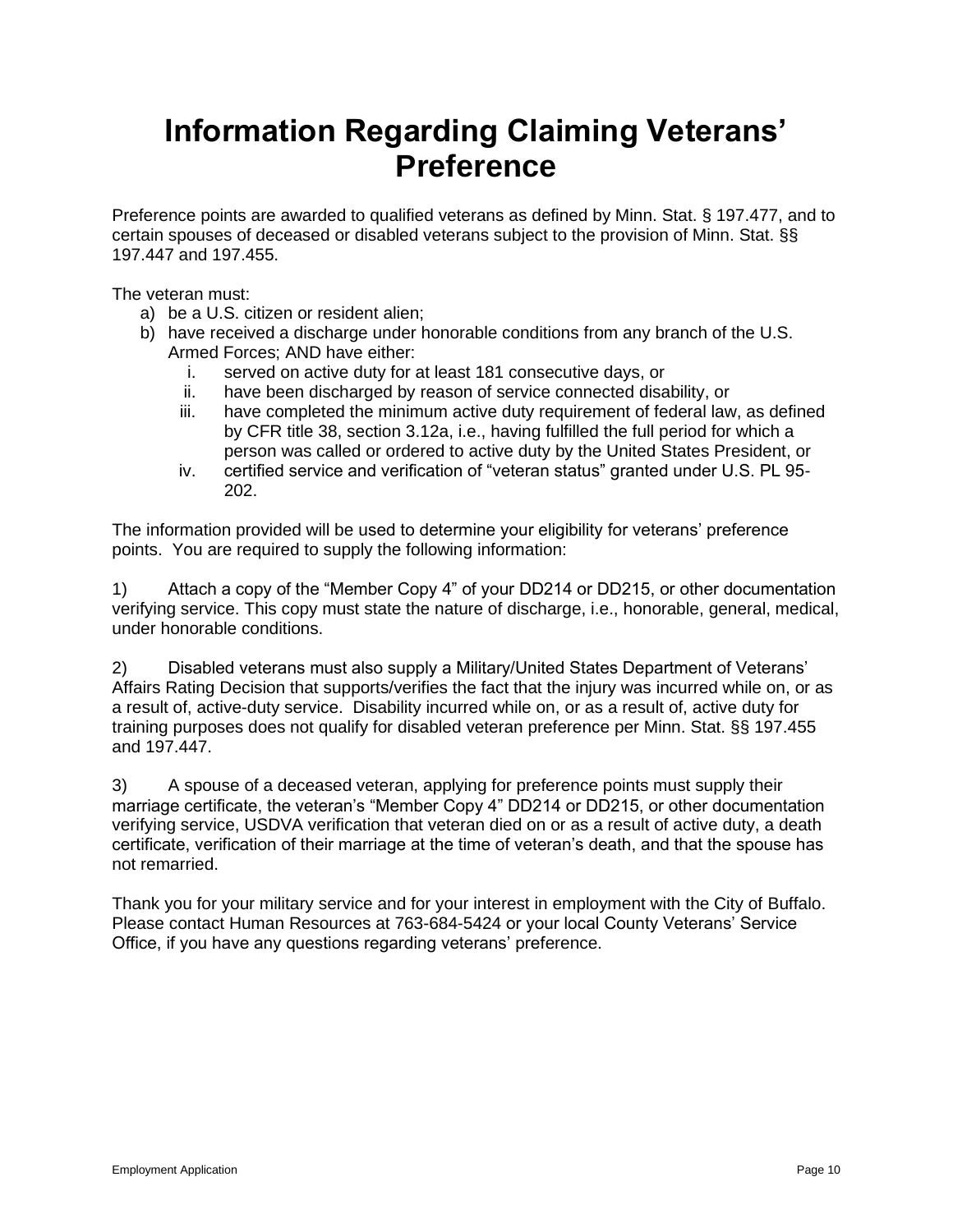# Information Regarding Claiming Veterans' Preference

Preference points are awarded to qualified veterans as defined by Minn. Stat. § 197.477, and to certain spouses of deceased or disabled veterans subject to the provision of Minn. Stat. §§ 197.447 and 197.455.

The veteran must:

a) be a U.S. citizen or resident alien;
b) have received a discharge under honorable conditions from any branch of the U.S. Armed Forces; AND have either:
   i. served on active duty for at least 181 consecutive days, or
   ii. have been discharged by reason of service connected disability, or
   iii. have completed the minimum active duty requirement of federal law, as defined by CFR title 38, section 3.12a, i.e., having fulfilled the full period for which a person was called or ordered to active duty by the United States President, or
   iv. certified service and verification of "veteran status" granted under U.S. PL 95-202.

The information provided will be used to determine your eligibility for veterans' preference points. You are required to supply the following information:

1) Attach a copy of the "Member Copy 4" of your DD214 or DD215, or other documentation verifying service. This copy must state the nature of discharge, i.e., honorable, general, medical, under honorable conditions.

2) Disabled veterans must also supply a Military/United States Department of Veterans' Affairs Rating Decision that supports/verifies the fact that the injury was incurred while on, or as a result of, active-duty service. Disability incurred while on, or as a result of, active duty for training purposes does not qualify for disabled veteran preference per Minn. Stat. §§ 197.455 and 197.447.

3) A spouse of a deceased veteran, applying for preference points must supply their marriage certificate, the veteran's "Member Copy 4" DD214 or DD215, or other documentation verifying service, USDVA verification that veteran died on or as a result of active duty, a death certificate, verification of their marriage at the time of veteran's death, and that the spouse has not remarried.

Thank you for your military service and for your interest in employment with the City of Buffalo. Please contact Human Resources at 763-684-5424 or your local County Veterans' Service Office, if you have any questions regarding veterans' preference.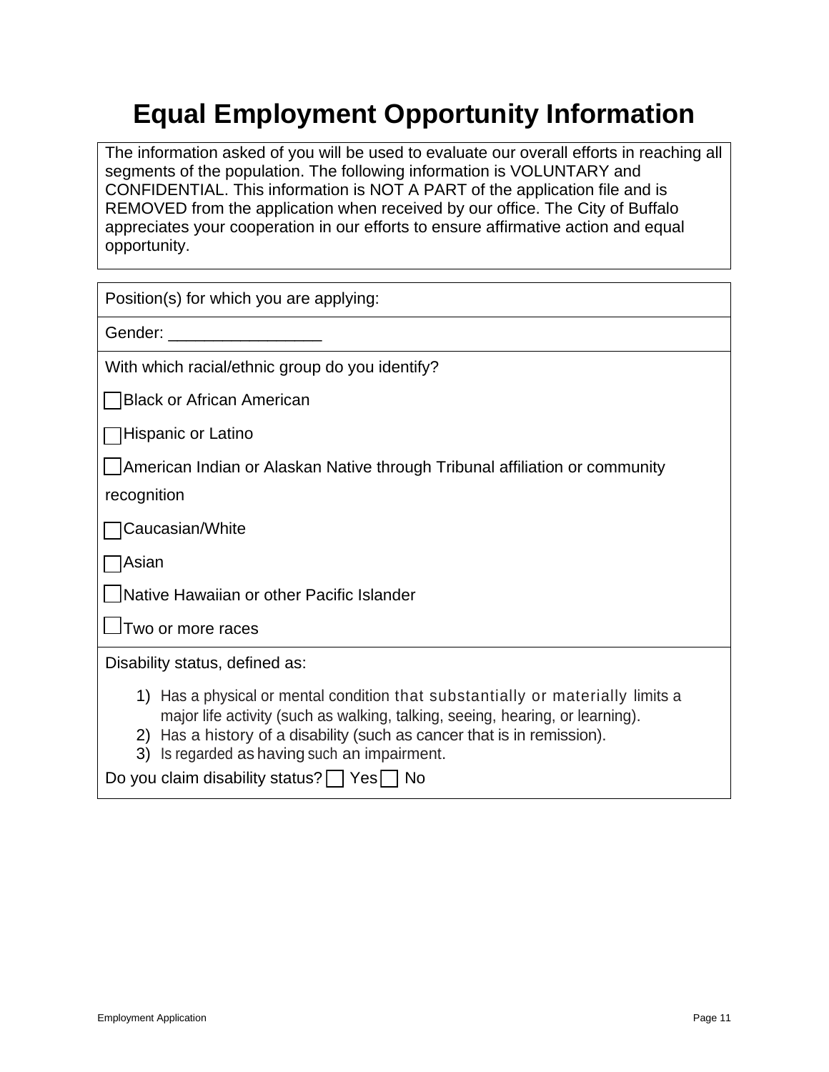# Equal Employment Opportunity Information

The information asked of you will be used to evaluate our overall efforts in reaching all segments of the population. The following information is VOLUNTARY and CONFIDENTIAL. This information is NOT A PART of the application file and is REMOVED from the application when received by our office. The City of Buffalo appreciates your cooperation in our efforts to ensure affirmative action and equal opportunity.

Position(s) for which you are applying:

Gender: _________________

With which racial/ethnic group do you identify?

☐ Black or African American

☐ Hispanic or Latino

☐ American Indian or Alaskan Native through Tribunal affiliation or community recognition

☐ Caucasian/White

☐ Asian

☐ Native Hawaiian or other Pacific Islander

☐ Two or more races

Disability status, defined as:

1) Has a physical or mental condition that substantially or materially limits a major life activity (such as walking, talking, seeing, hearing, or learning).
2) Has a history of a disability (such as cancer that is in remission).
3) Is regarded as having such an impairment.

Do you claim disability status? ☐ Yes ☐ No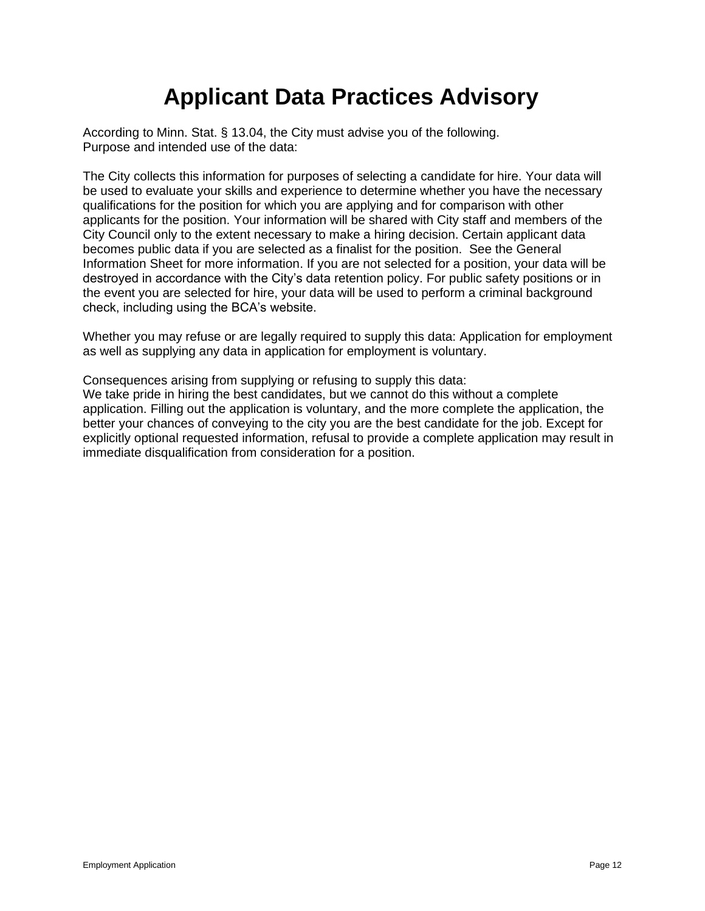# Applicant Data Practices Advisory

According to Minn. Stat. § 13.04, the City must advise you of the following.
Purpose and intended use of the data:

The City collects this information for purposes of selecting a candidate for hire. Your data will be used to evaluate your skills and experience to determine whether you have the necessary qualifications for the position for which you are applying and for comparison with other applicants for the position. Your information will be shared with City staff and members of the City Council only to the extent necessary to make a hiring decision. Certain applicant data becomes public data if you are selected as a finalist for the position. See the General Information Sheet for more information. If you are not selected for a position, your data will be destroyed in accordance with the City's data retention policy. For public safety positions or in the event you are selected for hire, your data will be used to perform a criminal background check, including using the BCA's website.

Whether you may refuse or are legally required to supply this data: Application for employment as well as supplying any data in application for employment is voluntary.

Consequences arising from supplying or refusing to supply this data:
We take pride in hiring the best candidates, but we cannot do this without a complete application. Filling out the application is voluntary, and the more complete the application, the better your chances of conveying to the city you are the best candidate for the job. Except for explicitly optional requested information, refusal to provide a complete application may result in immediate disqualification from consideration for a position.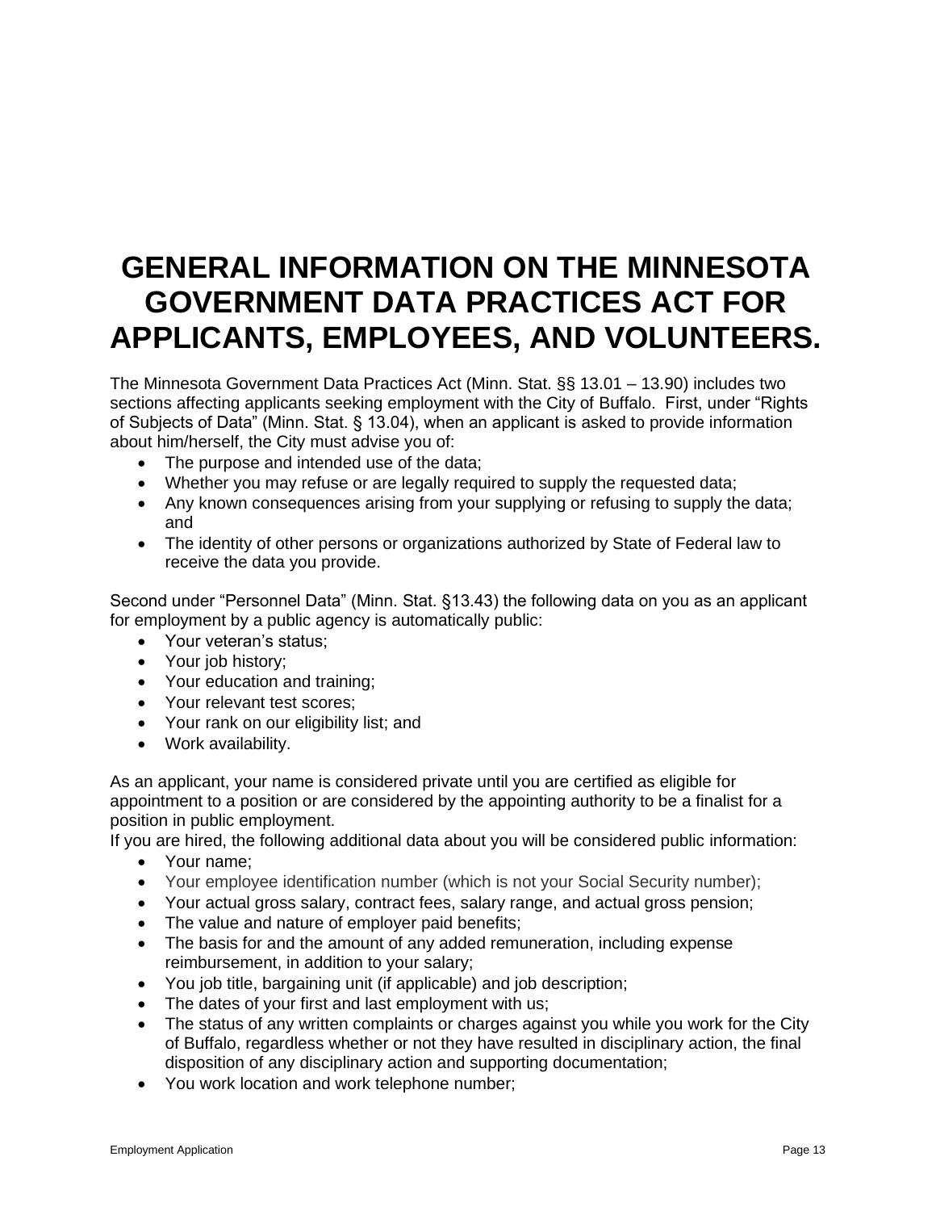# GENERAL INFORMATION ON THE MINNESOTA GOVERNMENT DATA PRACTICES ACT FOR APPLICANTS, EMPLOYEES, AND VOLUNTEERS.

The Minnesota Government Data Practices Act (Minn. Stat. §§ 13.01 – 13.90) includes two sections affecting applicants seeking employment with the City of Buffalo. First, under "Rights of Subjects of Data" (Minn. Stat. § 13.04), when an applicant is asked to provide information about him/herself, the City must advise you of:

- The purpose and intended use of the data;
- Whether you may refuse or are legally required to supply the requested data;
- Any known consequences arising from your supplying or refusing to supply the data; and
- The identity of other persons or organizations authorized by State of Federal law to receive the data you provide.

Second under "Personnel Data" (Minn. Stat. §13.43) the following data on you as an applicant for employment by a public agency is automatically public:

- Your veteran's status;
- Your job history;
- Your education and training;
- Your relevant test scores;
- Your rank on our eligibility list; and
- Work availability.

As an applicant, your name is considered private until you are certified as eligible for appointment to a position or are considered by the appointing authority to be a finalist for a position in public employment.

If you are hired, the following additional data about you will be considered public information:

- Your name;
- Your employee identification number (which is not your Social Security number);
- Your actual gross salary, contract fees, salary range, and actual gross pension;
- The value and nature of employer paid benefits;
- The basis for and the amount of any added remuneration, including expense reimbursement, in addition to your salary;
- You job title, bargaining unit (if applicable) and job description;
- The dates of your first and last employment with us;
- The status of any written complaints or charges against you while you work for the City of Buffalo, regardless whether or not they have resulted in disciplinary action, the final disposition of any disciplinary action and supporting documentation;
- You work location and work telephone number;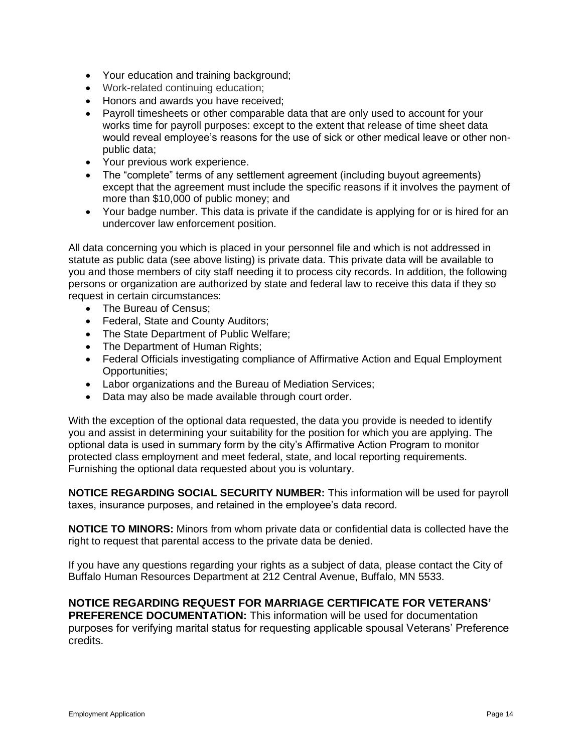- Your education and training background;
- Work-related continuing education;
- Honors and awards you have received;
- Payroll timesheets or other comparable data that are only used to account for your works time for payroll purposes: except to the extent that release of time sheet data would reveal employee's reasons for the use of sick or other medical leave or other non-public data;
- Your previous work experience.
- The "complete" terms of any settlement agreement (including buyout agreements) except that the agreement must include the specific reasons if it involves the payment of more than $10,000 of public money; and
- Your badge number. This data is private if the candidate is applying for or is hired for an undercover law enforcement position.

All data concerning you which is placed in your personnel file and which is not addressed in statute as public data (see above listing) is private data. This private data will be available to you and those members of city staff needing it to process city records. In addition, the following persons or organization are authorized by state and federal law to receive this data if they so request in certain circumstances:

- The Bureau of Census;
- Federal, State and County Auditors;
- The State Department of Public Welfare;
- The Department of Human Rights;
- Federal Officials investigating compliance of Affirmative Action and Equal Employment Opportunities;
- Labor organizations and the Bureau of Mediation Services;
- Data may also be made available through court order.

With the exception of the optional data requested, the data you provide is needed to identify you and assist in determining your suitability for the position for which you are applying. The optional data is used in summary form by the city's Affirmative Action Program to monitor protected class employment and meet federal, state, and local reporting requirements. Furnishing the optional data requested about you is voluntary.

**NOTICE REGARDING SOCIAL SECURITY NUMBER:** This information will be used for payroll taxes, insurance purposes, and retained in the employee's data record.

**NOTICE TO MINORS:** Minors from whom private data or confidential data is collected have the right to request that parental access to the private data be denied.

If you have any questions regarding your rights as a subject of data, please contact the City of Buffalo Human Resources Department at 212 Central Avenue, Buffalo, MN 5533.

**NOTICE REGARDING REQUEST FOR MARRIAGE CERTIFICATE FOR VETERANS' PREFERENCE DOCUMENTATION:** This information will be used for documentation purposes for verifying marital status for requesting applicable spousal Veterans' Preference credits.